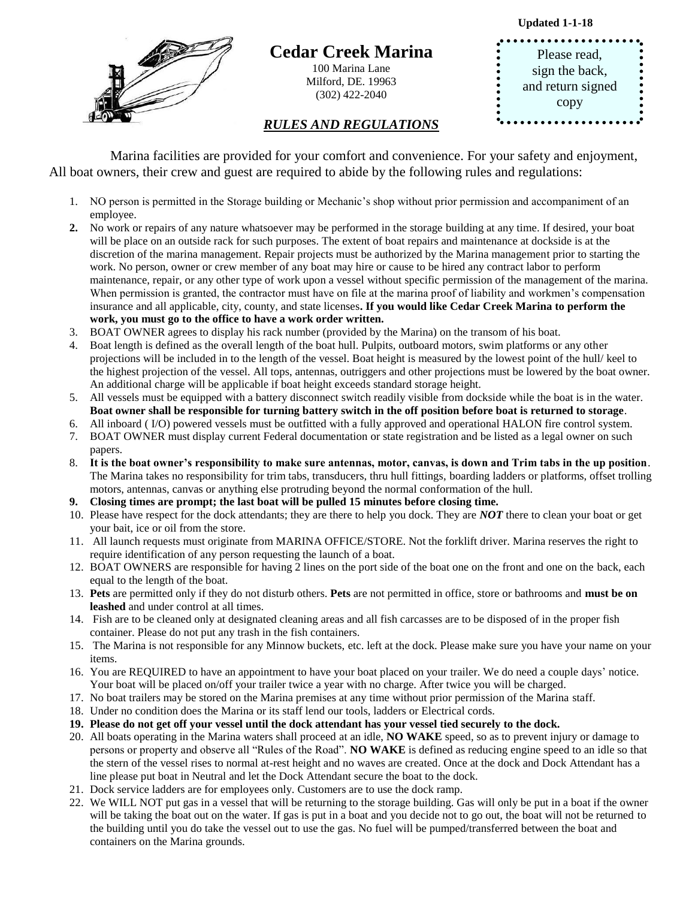Updated 1-1-18

# Cedar Creek Marina

100 Marina Lane
Milford, DE. 19963
(302) 422-2040

Please read, sign the back, and return signed copy

## *RULES AND REGULATIONS*

Marina facilities are provided for your comfort and convenience. For your safety and enjoyment, All boat owners, their crew and guest are required to abide by the following rules and regulations:

1. NO person is permitted in the Storage building or Mechanic's shop without prior permission and accompaniment of an employee.
2. No work or repairs of any nature whatsoever may be performed in the storage building at any time. If desired, your boat will be place on an outside rack for such purposes. The extent of boat repairs and maintenance at dockside is at the discretion of the marina management. Repair projects must be authorized by the Marina management prior to starting the work. No person, owner or crew member of any boat may hire or cause to be hired any contract labor to perform maintenance, repair, or any other type of work upon a vessel without specific permission of the management of the marina. When permission is granted, the contractor must have on file at the marina proof of liability and workmen's compensation insurance and all applicable, city, county, and state licenses**. If you would like Cedar Creek Marina to perform the work, you must go to the office to have a work order written.**
3. BOAT OWNER agrees to display his rack number (provided by the Marina) on the transom of his boat.
4. Boat length is defined as the overall length of the boat hull. Pulpits, outboard motors, swim platforms or any other projections will be included in to the length of the vessel. Boat height is measured by the lowest point of the hull/ keel to the highest projection of the vessel. All tops, antennas, outriggers and other projections must be lowered by the boat owner. An additional charge will be applicable if boat height exceeds standard storage height.
5. All vessels must be equipped with a battery disconnect switch readily visible from dockside while the boat is in the water. **Boat owner shall be responsible for turning battery switch in the off position before boat is returned to storage**.
6. All inboard ( I/O) powered vessels must be outfitted with a fully approved and operational HALON fire control system.
7. BOAT OWNER must display current Federal documentation or state registration and be listed as a legal owner on such papers.
8. **It is the boat owner's responsibility to make sure antennas, motor, canvas, is down and Trim tabs in the up position**. The Marina takes no responsibility for trim tabs, transducers, thru hull fittings, boarding ladders or platforms, offset trolling motors, antennas, canvas or anything else protruding beyond the normal conformation of the hull.
9. **Closing times are prompt; the last boat will be pulled 15 minutes before closing time.**
10. Please have respect for the dock attendants; they are there to help you dock. They are ***NOT*** there to clean your boat or get your bait, ice or oil from the store.
11. All launch requests must originate from MARINA OFFICE/STORE. Not the forklift driver. Marina reserves the right to require identification of any person requesting the launch of a boat.
12. BOAT OWNERS are responsible for having 2 lines on the port side of the boat one on the front and one on the back, each equal to the length of the boat.
13. **Pets** are permitted only if they do not disturb others. **Pets** are not permitted in office, store or bathrooms and **must be on leashed** and under control at all times.
14. Fish are to be cleaned only at designated cleaning areas and all fish carcasses are to be disposed of in the proper fish container. Please do not put any trash in the fish containers.
15. The Marina is not responsible for any Minnow buckets, etc. left at the dock. Please make sure you have your name on your items.
16. You are REQUIRED to have an appointment to have your boat placed on your trailer. We do need a couple days' notice. Your boat will be placed on/off your trailer twice a year with no charge. After twice you will be charged.
17. No boat trailers may be stored on the Marina premises at any time without prior permission of the Marina staff.
18. Under no condition does the Marina or its staff lend our tools, ladders or Electrical cords.
19. **Please do not get off your vessel until the dock attendant has your vessel tied securely to the dock.**
20. All boats operating in the Marina waters shall proceed at an idle, **NO WAKE** speed, so as to prevent injury or damage to persons or property and observe all "Rules of the Road". **NO WAKE** is defined as reducing engine speed to an idle so that the stern of the vessel rises to normal at-rest height and no waves are created. Once at the dock and Dock Attendant has a line please put boat in Neutral and let the Dock Attendant secure the boat to the dock.
21. Dock service ladders are for employees only. Customers are to use the dock ramp.
22. We WILL NOT put gas in a vessel that will be returning to the storage building. Gas will only be put in a boat if the owner will be taking the boat out on the water. If gas is put in a boat and you decide not to go out, the boat will not be returned to the building until you do take the vessel out to use the gas. No fuel will be pumped/transferred between the boat and containers on the Marina grounds.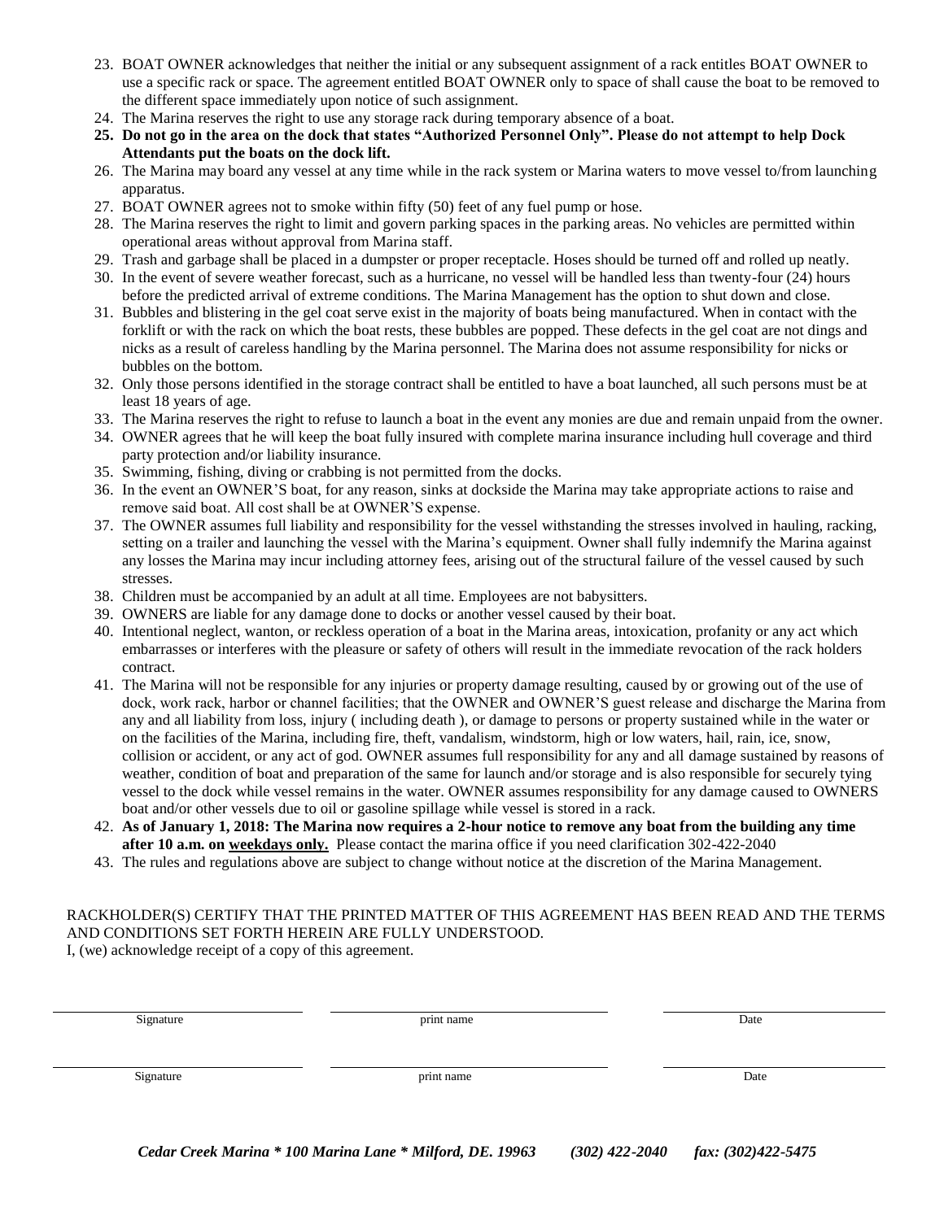23. BOAT OWNER acknowledges that neither the initial or any subsequent assignment of a rack entitles BOAT OWNER to use a specific rack or space. The agreement entitled BOAT OWNER only to space of shall cause the boat to be removed to the different space immediately upon notice of such assignment.
24. The Marina reserves the right to use any storage rack during temporary absence of a boat.
25. **Do not go in the area on the dock that states "Authorized Personnel Only". Please do not attempt to help Dock Attendants put the boats on the dock lift.**
26. The Marina may board any vessel at any time while in the rack system or Marina waters to move vessel to/from launching apparatus.
27. BOAT OWNER agrees not to smoke within fifty (50) feet of any fuel pump or hose.
28. The Marina reserves the right to limit and govern parking spaces in the parking areas. No vehicles are permitted within operational areas without approval from Marina staff.
29. Trash and garbage shall be placed in a dumpster or proper receptacle. Hoses should be turned off and rolled up neatly.
30. In the event of severe weather forecast, such as a hurricane, no vessel will be handled less than twenty-four (24) hours before the predicted arrival of extreme conditions. The Marina Management has the option to shut down and close.
31. Bubbles and blistering in the gel coat serve exist in the majority of boats being manufactured. When in contact with the forklift or with the rack on which the boat rests, these bubbles are popped. These defects in the gel coat are not dings and nicks as a result of careless handling by the Marina personnel. The Marina does not assume responsibility for nicks or bubbles on the bottom.
32. Only those persons identified in the storage contract shall be entitled to have a boat launched, all such persons must be at least 18 years of age.
33. The Marina reserves the right to refuse to launch a boat in the event any monies are due and remain unpaid from the owner.
34. OWNER agrees that he will keep the boat fully insured with complete marina insurance including hull coverage and third party protection and/or liability insurance.
35. Swimming, fishing, diving or crabbing is not permitted from the docks.
36. In the event an OWNER'S boat, for any reason, sinks at dockside the Marina may take appropriate actions to raise and remove said boat. All cost shall be at OWNER'S expense.
37. The OWNER assumes full liability and responsibility for the vessel withstanding the stresses involved in hauling, racking, setting on a trailer and launching the vessel with the Marina's equipment. Owner shall fully indemnify the Marina against any losses the Marina may incur including attorney fees, arising out of the structural failure of the vessel caused by such stresses.
38. Children must be accompanied by an adult at all time. Employees are not babysitters.
39. OWNERS are liable for any damage done to docks or another vessel caused by their boat.
40. Intentional neglect, wanton, or reckless operation of a boat in the Marina areas, intoxication, profanity or any act which embarrasses or interferes with the pleasure or safety of others will result in the immediate revocation of the rack holders contract.
41. The Marina will not be responsible for any injuries or property damage resulting, caused by or growing out of the use of dock, work rack, harbor or channel facilities; that the OWNER and OWNER'S guest release and discharge the Marina from any and all liability from loss, injury ( including death ), or damage to persons or property sustained while in the water or on the facilities of the Marina, including fire, theft, vandalism, windstorm, high or low waters, hail, rain, ice, snow, collision or accident, or any act of god. OWNER assumes full responsibility for any and all damage sustained by reasons of weather, condition of boat and preparation of the same for launch and/or storage and is also responsible for securely tying vessel to the dock while vessel remains in the water. OWNER assumes responsibility for any damage caused to OWNERS boat and/or other vessels due to oil or gasoline spillage while vessel is stored in a rack.
42. **As of January 1, 2018: The Marina now requires a 2-hour notice to remove any boat from the building any time after 10 a.m. on <u>weekdays only.</u>** Please contact the marina office if you need clarification 302-422-2040
43. The rules and regulations above are subject to change without notice at the discretion of the Marina Management.

RACKHOLDER(S) CERTIFY THAT THE PRINTED MATTER OF THIS AGREEMENT HAS BEEN READ AND THE TERMS AND CONDITIONS SET FORTH HEREIN ARE FULLY UNDERSTOOD.
I, (we) acknowledge receipt of a copy of this agreement.

| | | |
|---|---|---|
| Signature | print name | Date |
| Signature | print name | Date |

*Cedar Creek Marina * 100 Marina Lane * Milford, DE. 19963 (302) 422-2040 fax: (302)422-5475*